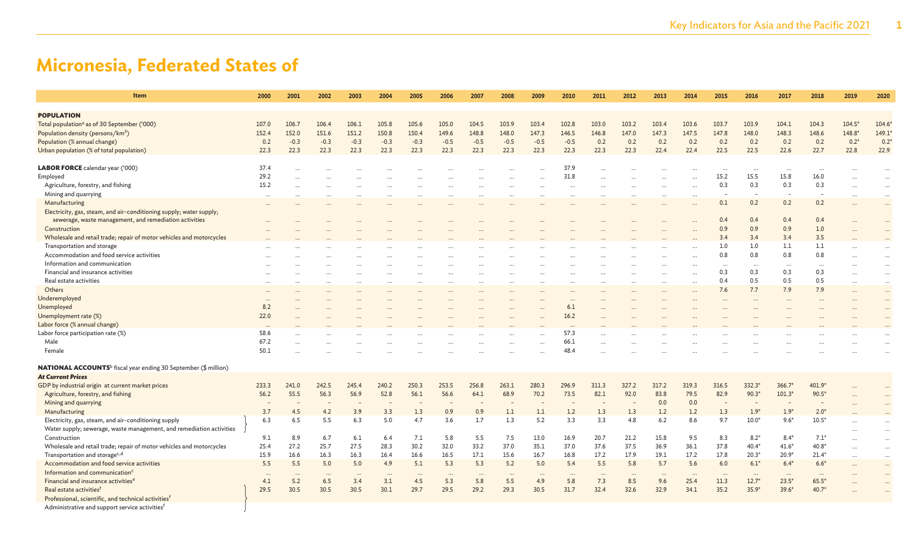# Micronesia, Federated States of

| Item | 2000 | 2001 | 2002 | 2003 | 2004 | 2005 | 2006 | 2007 | 2008 | 2009 | 2010 | 2011 | 2012 | 2013 | 2014 | 2015 | 2016 | 2017 | 2018 | 2019 | 2020 |
|---|---|---|---|---|---|---|---|---|---|---|---|---|---|---|---|---|---|---|---|---|---|
| **POPULATION** | | | | | | | | | | | | | | | | | | | | | |
| Total population[a] as of 30 September ('000) | 107.0 | 106.7 | 106.4 | 106.1 | 105.8 | 105.6 | 105.0 | 104.5 | 103.9 | 103.4 | 102.8 | 103.0 | 103.2 | 103.4 | 103.6 | 103.7 | 103.9 | 104.1 | 104.3 | 104.5* | 104.6* |
| Population density (persons/km²) | 152.4 | 152.0 | 151.6 | 151.2 | 150.8 | 150.4 | 149.6 | 148.8 | 148.0 | 147.3 | 146.5 | 146.8 | 147.0 | 147.3 | 147.5 | 147.8 | 148.0 | 148.3 | 148.6 | 148.8* | 149.1* |
| Population (% annual change) | 0.2 | -0.3 | -0.3 | -0.3 | -0.3 | -0.3 | -0.5 | -0.5 | -0.5 | -0.5 | -0.5 | 0.2 | 0.2 | 0.2 | 0.2 | 0.2 | 0.2 | 0.2 | 0.2 | 0.2* | 0.2* |
| Urban population (% of total population) | 22.3 | 22.3 | 22.3 | 22.3 | 22.3 | 22.3 | 22.3 | 22.3 | 22.3 | 22.3 | 22.3 | 22.3 | 22.3 | 22.4 | 22.4 | 22.5 | 22.5 | 22.6 | 22.7 | 22.8 | 22.9 |
| **LABOR FORCE** calendar year ('000) | 37.4 | ... | ... | ... | ... | ... | ... | ... | ... | ... | 37.9 | ... | ... | ... | ... | ... | ... | ... | ... | ... | ... |
| Employed | 29.2 | ... | ... | ... | ... | ... | ... | ... | ... | ... | 31.8 | ... | ... | ... | ... | 15.2 | 15.5 | 15.8 | 16.0 | ... | ... |
| Agriculture, forestry, and fishing | 15.2 | ... | ... | ... | ... | ... | ... | ... | ... | ... | ... | ... | ... | ... | ... | 0.3 | 0.3 | 0.3 | 0.3 | ... | ... |
| Mining and quarrying | ... | ... | ... | ... | ... | ... | ... | ... | ... | ... | ... | ... | ... | ... | ... | – | – | – | – | ... | ... |
| Manufacturing | ... | ... | ... | ... | ... | ... | ... | ... | ... | ... | ... | ... | ... | ... | ... | 0.1 | 0.2 | 0.2 | 0.2 | ... | ... |
| Electricity, gas, steam, and air-conditioning supply; water supply; sewerage, waste management, and remediation activities | ... | ... | ... | ... | ... | ... | ... | ... | ... | ... | ... | ... | ... | ... | ... | 0.4 | 0.4 | 0.4 | 0.4 | ... | ... |
| Construction | ... | ... | ... | ... | ... | ... | ... | ... | ... | ... | ... | ... | ... | ... | ... | 0.9 | 0.9 | 0.9 | 1.0 | ... | ... |
| Wholesale and retail trade; repair of motor vehicles and motorcycles | ... | ... | ... | ... | ... | ... | ... | ... | ... | ... | ... | ... | ... | ... | ... | 3.4 | 3.4 | 3.4 | 3.5 | ... | ... |
| Transportation and storage | ... | ... | ... | ... | ... | ... | ... | ... | ... | ... | ... | ... | ... | ... | ... | 1.0 | 1.0 | 1.1 | 1.1 | ... | ... |
| Accommodation and food service activities | ... | ... | ... | ... | ... | ... | ... | ... | ... | ... | ... | ... | ... | ... | ... | 0.8 | 0.8 | 0.8 | 0.8 | ... | ... |
| Information and communication | ... | ... | ... | ... | ... | ... | ... | ... | ... | ... | ... | ... | ... | ... | ... | ... | ... | ... | ... | ... | ... |
| Financial and insurance activities | ... | ... | ... | ... | ... | ... | ... | ... | ... | ... | ... | ... | ... | ... | ... | 0.3 | 0.3 | 0.3 | 0.3 | ... | ... |
| Real estate activities | ... | ... | ... | ... | ... | ... | ... | ... | ... | ... | ... | ... | ... | ... | ... | 0.4 | 0.5 | 0.5 | 0.5 | ... | ... |
| Others | ... | ... | ... | ... | ... | ... | ... | ... | ... | ... | ... | ... | ... | ... | ... | 7.6 | 7.7 | 7.9 | 7.9 | ... | ... |
| Underemployed | ... | ... | ... | ... | ... | ... | ... | ... | ... | ... | ... | ... | ... | ... | ... | ... | ... | ... | ... | ... | ... |
| Unemployed | 8.2 | ... | ... | ... | ... | ... | ... | ... | ... | ... | 6.1 | ... | ... | ... | ... | ... | ... | ... | ... | ... | ... |
| Unemployment rate (%) | 22.0 | ... | ... | ... | ... | ... | ... | ... | ... | ... | 16.2 | ... | ... | ... | ... | ... | ... | ... | ... | ... | ... |
| Labor force (% annual change) | ... | ... | ... | ... | ... | ... | ... | ... | ... | ... | ... | ... | ... | ... | ... | ... | ... | ... | ... | ... | ... |
| Labor force participation rate (%) | 58.6 | ... | ... | ... | ... | ... | ... | ... | ... | ... | 57.3 | ... | ... | ... | ... | ... | ... | ... | ... | ... | ... |
| Male | 67.2 | ... | ... | ... | ... | ... | ... | ... | ... | ... | 66.1 | ... | ... | ... | ... | ... | ... | ... | ... | ... | ... |
| Female | 50.1 | ... | ... | ... | ... | ... | ... | ... | ... | ... | 48.4 | ... | ... | ... | ... | ... | ... | ... | ... | ... | ... |
| **NATIONAL ACCOUNTS**[b] fiscal year ending 30 September ($ million) | | | | | | | | | | | | | | | | | | | | | |
| ***At Current Prices*** | | | | | | | | | | | | | | | | | | | | | |
| GDP by industrial origin at current market prices | 233.3 | 241.0 | 242.5 | 245.4 | 240.2 | 250.3 | 253.5 | 256.8 | 263.1 | 280.3 | 296.9 | 311.3 | 327.2 | 317.2 | 319.3 | 316.5 | 332.3* | 366.7* | 401.9* | ... | ... |
| Agriculture, forestry, and fishing | 56.2 | 55.5 | 56.3 | 56.9 | 52.8 | 56.1 | 56.6 | 64.1 | 68.9 | 70.2 | 73.5 | 82.1 | 92.0 | 83.8 | 79.5 | 82.9 | 90.3* | 101.3* | 90.5* | ... | ... |
| Mining and quarrying | – | – | – | – | – | – | – | – | – | – | – | – | – | 0.0 | 0.0 | – | – | – | – | ... | ... |
| Manufacturing | 3.7 | 4.5 | 4.2 | 3.9 | 3.3 | 1.3 | 0.9 | 0.9 | 1.1 | 1.1 | 1.2 | 1.3 | 1.3 | 1.2 | 1.2 | 1.3 | 1.9* | 1.9* | 2.0* | ... | ... |
| Electricity, gas, steam, and air-conditioning supply; Water supply; sewerage, waste management, and remediation activities | 6.3 | 6.5 | 5.5 | 6.3 | 5.0 | 4.7 | 3.6 | 1.7 | 1.3 | 5.2 | 3.3 | 3.3 | 4.8 | 6.2 | 8.6 | 9.7 | 10.0* | 9.6* | 10.5* | ... | ... |
| Construction | 9.1 | 8.9 | 6.7 | 6.1 | 6.4 | 7.1 | 5.8 | 5.5 | 7.5 | 13.0 | 16.9 | 20.7 | 21.2 | 15.8 | 9.5 | 8.3 | 8.2* | 8.4* | 7.1* | ... | ... |
| Wholesale and retail trade; repair of motor vehicles and motorcycles | 25.4 | 27.2 | 25.7 | 27.5 | 28.3 | 30.2 | 32.0 | 33.2 | 37.0 | 35.1 | 37.0 | 37.6 | 37.5 | 36.9 | 36.1 | 37.8 | 40.4* | 41.6* | 40.8* | ... | ... |
| Transportation and storage[c,d] | 15.9 | 16.6 | 16.3 | 16.3 | 16.4 | 16.6 | 16.5 | 17.1 | 15.6 | 16.7 | 16.8 | 17.2 | 17.9 | 19.1 | 17.2 | 17.8 | 20.3* | 20.9* | 21.4* | ... | ... |
| Accommodation and food service activities | 5.5 | 5.5 | 5.0 | 5.0 | 4.9 | 5.1 | 5.3 | 5.3 | 5.2 | 5.0 | 5.4 | 5.5 | 5.8 | 5.7 | 5.6 | 6.0 | 6.1* | 6.4* | 6.6* | ... | ... |
| Information and communication[c] | ... | ... | ... | ... | ... | ... | ... | ... | ... | ... | ... | ... | ... | ... | ... | ... | ... | ... | ... | ... | ... |
| Financial and insurance activities[e] | 4.1 | 5.2 | 6.5 | 3.4 | 3.1 | 4.5 | 5.3 | 5.8 | 5.5 | 4.9 | 5.8 | 7.3 | 8.5 | 9.6 | 25.4 | 11.3 | 12.7* | 23.5* | 65.5* | ... | ... |
| Real estate activities[f]; Professional, scientific, and technical activities[f]; Administrative and support service activities[f] | 29.5 | 30.5 | 30.5 | 30.5 | 30.1 | 29.7 | 29.5 | 29.2 | 29.3 | 30.5 | 31.7 | 32.4 | 32.6 | 32.9 | 34.1 | 35.2 | 35.9* | 39.6* | 40.7* | ... | ... |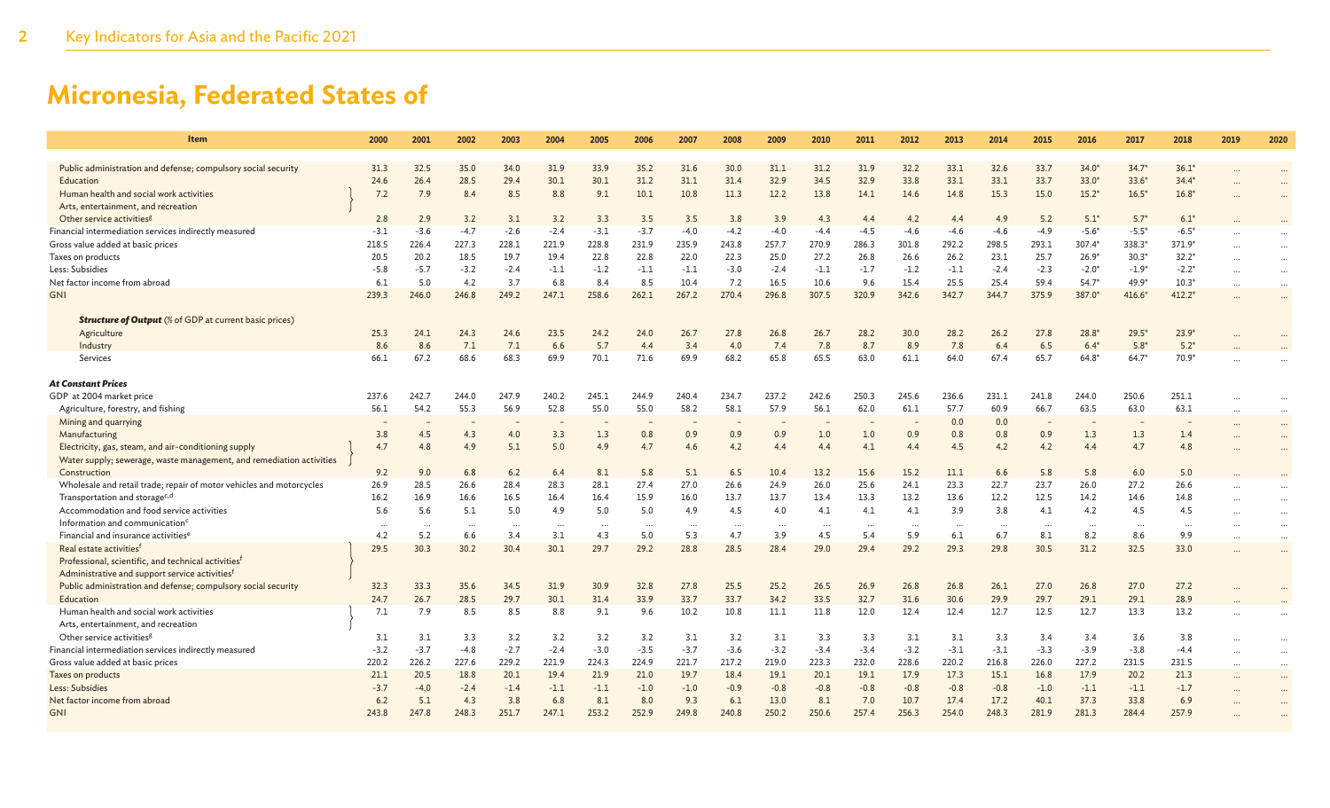# Micronesia, Federated States of

| Item | 2000 | 2001 | 2002 | 2003 | 2004 | 2005 | 2006 | 2007 | 2008 | 2009 | 2010 | 2011 | 2012 | 2013 | 2014 | 2015 | 2016 | 2017 | 2018 | 2019 | 2020 |
|---|---|---|---|---|---|---|---|---|---|---|---|---|---|---|---|---|---|---|---|---|---|
| Public administration and defense; compulsory social security | 31.3 | 32.5 | 35.0 | 34.0 | 31.9 | 33.9 | 35.2 | 31.6 | 30.0 | 31.1 | 31.2 | 31.9 | 32.2 | 33.1 | 32.6 | 33.7 | 34.0* | 34.7* | 36.1* | … | … |
| Education | 24.6 | 26.4 | 28.5 | 29.4 | 30.1 | 30.1 | 31.2 | 31.1 | 31.4 | 32.9 | 34.5 | 32.9 | 33.8 | 33.1 | 33.1 | 33.7 | 33.0* | 33.6* | 34.4* | … | … |
| Human health and social work activities; Arts, entertainment, and recreation | 7.2 | 7.9 | 8.4 | 8.5 | 8.8 | 9.1 | 10.1 | 10.8 | 11.3 | 12.2 | 13.8 | 14.1 | 14.6 | 14.8 | 15.3 | 15.0 | 15.2* | 16.5* | 16.8* | … | … |
| Other service activities[g] | 2.8 | 2.9 | 3.2 | 3.1 | 3.2 | 3.3 | 3.5 | 3.5 | 3.8 | 3.9 | 4.3 | 4.4 | 4.2 | 4.4 | 4.9 | 5.2 | 5.1* | 5.7* | 6.1* | … | … |
| Financial intermediation services indirectly measured | -3.1 | -3.6 | -4.7 | -2.6 | -2.4 | -3.1 | -3.7 | -4.0 | -4.2 | -4.0 | -4.4 | -4.5 | -4.6 | -4.6 | -4.6 | -4.9 | -5.6* | -5.5* | -6.5* | … | … |
| Gross value added at basic prices | 218.5 | 226.4 | 227.3 | 228.1 | 221.9 | 228.8 | 231.9 | 235.9 | 243.8 | 257.7 | 270.9 | 286.3 | 301.8 | 292.2 | 298.5 | 293.1 | 307.4* | 338.3* | 371.9* | … | … |
| Taxes on products | 20.5 | 20.2 | 18.5 | 19.7 | 19.4 | 22.8 | 22.8 | 22.0 | 22.3 | 25.0 | 27.2 | 26.8 | 26.6 | 26.2 | 23.1 | 25.7 | 26.9* | 30.3* | 32.2* | … | … |
| Less: Subsidies | -5.8 | -5.7 | -3.2 | -2.4 | -1.1 | -1.2 | -1.1 | -1.1 | -3.0 | -2.4 | -1.1 | -1.7 | -1.2 | -1.1 | -2.4 | -2.3 | -2.0* | -1.9* | -2.2* | … | … |
| Net factor income from abroad | 6.1 | 5.0 | 4.2 | 3.7 | 6.8 | 8.4 | 8.5 | 10.4 | 7.2 | 16.5 | 10.6 | 9.6 | 15.4 | 25.5 | 25.4 | 59.4 | 54.7* | 49.9* | 10.3* | … | … |
| GNI | 239.3 | 246.0 | 246.8 | 249.2 | 247.1 | 258.6 | 262.1 | 267.2 | 270.4 | 296.8 | 307.5 | 320.9 | 342.6 | 342.7 | 344.7 | 375.9 | 387.0* | 416.6* | 412.2* | … | … |
| ***Structure of Output*** (% of GDP at current basic prices) | | | | | | | | | | | | | | | | | | | | | |
| Agriculture | 25.3 | 24.1 | 24.3 | 24.6 | 23.5 | 24.2 | 24.0 | 26.7 | 27.8 | 26.8 | 26.7 | 28.2 | 30.0 | 28.2 | 26.2 | 27.8 | 28.8* | 29.5* | 23.9* | … | … |
| Industry | 8.6 | 8.6 | 7.1 | 7.1 | 6.6 | 5.7 | 4.4 | 3.4 | 4.0 | 7.4 | 7.8 | 8.7 | 8.9 | 7.8 | 6.4 | 6.5 | 6.4* | 5.8* | 5.2* | … | … |
| Services | 66.1 | 67.2 | 68.6 | 68.3 | 69.9 | 70.1 | 71.6 | 69.9 | 68.2 | 65.8 | 65.5 | 63.0 | 61.1 | 64.0 | 67.4 | 65.7 | 64.8* | 64.7* | 70.9* | … | … |
| ***At Constant Prices*** | | | | | | | | | | | | | | | | | | | | | |
| GDP at 2004 market price | 237.6 | 242.7 | 244.0 | 247.9 | 240.2 | 245.1 | 244.9 | 240.4 | 234.7 | 237.2 | 242.6 | 250.3 | 245.6 | 236.6 | 231.1 | 241.8 | 244.0 | 250.6 | 251.1 | … | … |
| Agriculture, forestry, and fishing | 56.1 | 54.2 | 55.3 | 56.9 | 52.8 | 55.0 | 55.0 | 58.2 | 58.1 | 57.9 | 56.1 | 62.0 | 61.1 | 57.7 | 60.9 | 66.7 | 63.5 | 63.0 | 63.1 | … | … |
| Mining and quarrying | – | – | – | – | – | – | – | – | – | – | – | – | – | 0.0 | 0.0 | – | – | – | – | … | … |
| Manufacturing | 3.8 | 4.5 | 4.3 | 4.0 | 3.3 | 1.3 | 0.8 | 0.9 | 0.9 | 0.9 | 1.0 | 1.0 | 0.9 | 0.8 | 0.8 | 0.9 | 1.3 | 1.3 | 1.4 | … | … |
| Electricity, gas, steam, and air-conditioning supply; Water supply; sewerage, waste management, and remediation activities | 4.7 | 4.8 | 4.9 | 5.1 | 5.0 | 4.9 | 4.7 | 4.6 | 4.2 | 4.4 | 4.4 | 4.1 | 4.4 | 4.5 | 4.2 | 4.2 | 4.4 | 4.7 | 4.8 | … | … |
| Construction | 9.2 | 9.0 | 6.8 | 6.2 | 6.4 | 8.1 | 5.8 | 5.1 | 6.5 | 10.4 | 13.2 | 15.6 | 15.2 | 11.1 | 6.6 | 5.8 | 5.8 | 6.0 | 5.0 | … | … |
| Wholesale and retail trade; repair of motor vehicles and motorcycles | 26.9 | 28.5 | 26.6 | 28.4 | 28.3 | 28.1 | 27.4 | 27.0 | 26.6 | 24.9 | 26.0 | 25.6 | 24.1 | 23.3 | 22.7 | 23.7 | 26.0 | 27.2 | 26.6 | … | … |
| Transportation and storage[c,d] | 16.2 | 16.9 | 16.6 | 16.5 | 16.4 | 16.4 | 15.9 | 16.0 | 13.7 | 13.7 | 13.4 | 13.3 | 13.2 | 13.6 | 12.2 | 12.5 | 14.2 | 14.6 | 14.8 | … | … |
| Accommodation and food service activities | 5.6 | 5.6 | 5.1 | 5.0 | 4.9 | 5.0 | 5.0 | 4.9 | 4.5 | 4.0 | 4.1 | 4.1 | 4.1 | 3.9 | 3.8 | 4.1 | 4.2 | 4.5 | 4.5 | … | … |
| Information and communication[c] | … | … | … | … | … | … | … | … | … | … | … | … | … | … | … | … | … | … | … | … | … |
| Financial and insurance activities[e] | 4.2 | 5.2 | 6.6 | 3.4 | 3.1 | 4.3 | 5.0 | 5.3 | 4.7 | 3.9 | 4.5 | 5.4 | 5.9 | 6.1 | 6.7 | 8.1 | 8.2 | 8.6 | 9.9 | … | … |
| Real estate activities[f]; Professional, scientific, and technical activities[f]; Administrative and support service activities[f] | 29.5 | 30.3 | 30.2 | 30.4 | 30.1 | 29.7 | 29.2 | 28.8 | 28.5 | 28.4 | 29.0 | 29.4 | 29.2 | 29.3 | 29.8 | 30.5 | 31.2 | 32.5 | 33.0 | … | … |
| Public administration and defense; compulsory social security | 32.3 | 33.3 | 35.6 | 34.5 | 31.9 | 30.9 | 32.8 | 27.8 | 25.5 | 25.2 | 26.5 | 26.9 | 26.8 | 26.8 | 26.1 | 27.0 | 26.8 | 27.0 | 27.2 | … | … |
| Education | 24.7 | 26.7 | 28.5 | 29.7 | 30.1 | 31.4 | 33.9 | 33.7 | 33.7 | 34.2 | 33.5 | 32.7 | 31.6 | 30.6 | 29.9 | 29.7 | 29.1 | 29.1 | 28.9 | … | … |
| Human health and social work activities; Arts, entertainment, and recreation | 7.1 | 7.9 | 8.5 | 8.5 | 8.8 | 9.1 | 9.6 | 10.2 | 10.8 | 11.1 | 11.8 | 12.0 | 12.4 | 12.4 | 12.7 | 12.5 | 12.7 | 13.3 | 13.2 | … | … |
| Other service activities[g] | 3.1 | 3.1 | 3.3 | 3.2 | 3.2 | 3.2 | 3.2 | 3.1 | 3.2 | 3.1 | 3.3 | 3.3 | 3.1 | 3.1 | 3.3 | 3.4 | 3.4 | 3.6 | 3.8 | … | … |
| Financial intermediation services indirectly measured | -3.2 | -3.7 | -4.8 | -2.7 | -2.4 | -3.0 | -3.5 | -3.7 | -3.6 | -3.2 | -3.4 | -3.4 | -3.2 | -3.1 | -3.1 | -3.3 | -3.9 | -3.8 | -4.4 | … | … |
| Gross value added at basic prices | 220.2 | 226.2 | 227.6 | 229.2 | 221.9 | 224.3 | 224.9 | 221.7 | 217.2 | 219.0 | 223.3 | 232.0 | 228.6 | 220.2 | 216.8 | 226.0 | 227.2 | 231.5 | 231.5 | … | … |
| Taxes on products | 21.1 | 20.5 | 18.8 | 20.1 | 19.4 | 21.9 | 21.0 | 19.7 | 18.4 | 19.1 | 20.1 | 19.1 | 17.9 | 17.3 | 15.1 | 16.8 | 17.9 | 20.2 | 21.3 | … | … |
| Less: Subsidies | -3.7 | -4.0 | -2.4 | -1.4 | -1.1 | -1.1 | -1.0 | -1.0 | -0.9 | -0.8 | -0.8 | -0.8 | -0.8 | -0.8 | -0.8 | -1.0 | -1.1 | -1.1 | -1.7 | … | … |
| Net factor income from abroad | 6.2 | 5.1 | 4.3 | 3.8 | 6.8 | 8.1 | 8.0 | 9.3 | 6.1 | 13.0 | 8.1 | 7.0 | 10.7 | 17.4 | 17.2 | 40.1 | 37.3 | 33.8 | 6.9 | … | … |
| GNI | 243.8 | 247.8 | 248.3 | 251.7 | 247.1 | 253.2 | 252.9 | 249.8 | 240.8 | 250.2 | 250.6 | 257.4 | 256.3 | 254.0 | 248.3 | 281.9 | 281.3 | 284.4 | 257.9 | … | … |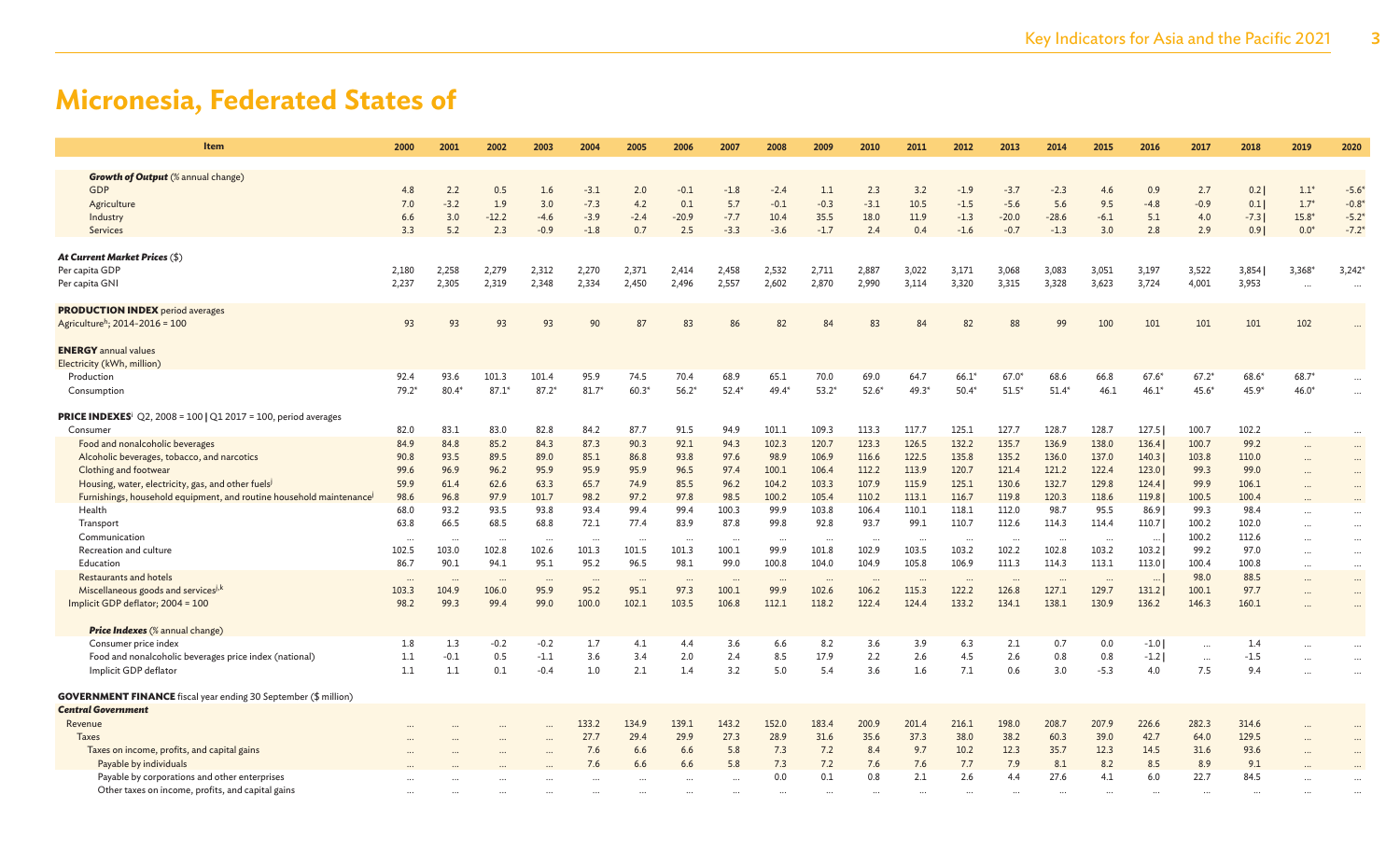# Micronesia, Federated States of

| Item | 2000 | 2001 | 2002 | 2003 | 2004 | 2005 | 2006 | 2007 | 2008 | 2009 | 2010 | 2011 | 2012 | 2013 | 2014 | 2015 | 2016 | 2017 | 2018 | 2019 | 2020 |
|---|---|---|---|---|---|---|---|---|---|---|---|---|---|---|---|---|---|---|---|---|---|
| ***Growth of Output*** (% annual change) | | | | | | | | | | | | | | | | | | | | | |
| GDP | 4.8 | 2.2 | 0.5 | 1.6 | -3.1 | 2.0 | -0.1 | -1.8 | -2.4 | 1.1 | 2.3 | 3.2 | -1.9 | -3.7 | -2.3 | 4.6 | 0.9 | 2.7 | 0.2 \| | 1.1* | -5.6* |
| Agriculture | 7.0 | -3.2 | 1.9 | 3.0 | -7.3 | 4.2 | 0.1 | 5.7 | -0.1 | -0.3 | -3.1 | 10.5 | -1.5 | -5.6 | 5.6 | 9.5 | -4.8 | -0.9 | 0.1 \| | 1.7* | -0.8* |
| Industry | 6.6 | 3.0 | -12.2 | -4.6 | -3.9 | -2.4 | -20.9 | -7.7 | 10.4 | 35.5 | 18.0 | 11.9 | -1.3 | -20.0 | -28.6 | -6.1 | 5.1 | 4.0 | -7.3 \| | 15.8* | -5.2* |
| Services | 3.3 | 5.2 | 2.3 | -0.9 | -1.8 | 0.7 | 2.5 | -3.3 | -3.6 | -1.7 | 2.4 | 0.4 | -1.6 | -0.7 | -1.3 | 3.0 | 2.8 | 2.9 | 0.9 \| | 0.0* | -7.2* |
| ***At Current Market Prices*** ($) | | | | | | | | | | | | | | | | | | | | | |
| Per capita GDP | 2,180 | 2,258 | 2,279 | 2,312 | 2,270 | 2,371 | 2,414 | 2,458 | 2,532 | 2,711 | 2,887 | 3,022 | 3,171 | 3,068 | 3,083 | 3,051 | 3,197 | 3,522 | 3,854 \| | 3,368* | 3,242* |
| Per capita GNI | 2,237 | 2,305 | 2,319 | 2,348 | 2,334 | 2,450 | 2,496 | 2,557 | 2,602 | 2,870 | 2,990 | 3,114 | 3,320 | 3,315 | 3,328 | 3,623 | 3,724 | 4,001 | 3,953 | ... | ... |
| **PRODUCTION INDEX** period averages | | | | | | | | | | | | | | | | | | | | | |
| Agriculture[h]; 2014-2016 = 100 | 93 | 93 | 93 | 93 | 90 | 87 | 83 | 86 | 82 | 84 | 83 | 84 | 82 | 88 | 99 | 100 | 101 | 101 | 101 | 102 | ... |
| **ENERGY** annual values | | | | | | | | | | | | | | | | | | | | | |
| Electricity (kWh, million) | | | | | | | | | | | | | | | | | | | | | |
| Production | 92.4 | 93.6 | 101.3 | 101.4 | 95.9 | 74.5 | 70.4 | 68.9 | 65.1 | 70.0 | 69.0 | 64.7 | 66.1* | 67.0* | 68.6 | 66.8 | 67.6* | 67.2* | 68.6* | 68.7* | ... |
| Consumption | 79.2* | 80.4* | 87.1* | 87.2* | 81.7* | 60.3* | 56.2* | 52.4* | 49.4* | 53.2* | 52.6* | 49.3* | 50.4* | 51.5* | 51.4* | 46.1 | 46.1* | 45.6* | 45.9* | 46.0* | ... |
| **PRICE INDEXES**[i] Q2, 2008 = 100 \| Q1 2017 = 100, period averages | | | | | | | | | | | | | | | | | | | | | |
| Consumer | 82.0 | 83.1 | 83.0 | 82.8 | 84.2 | 87.7 | 91.5 | 94.9 | 101.1 | 109.3 | 113.3 | 117.7 | 125.1 | 127.7 | 128.7 | 128.7 | 127.5 \| | 100.7 | 102.2 | ... | ... |
| Food and nonalcoholic beverages | 84.9 | 84.8 | 85.2 | 84.3 | 87.3 | 90.3 | 92.1 | 94.3 | 102.3 | 120.7 | 123.3 | 126.5 | 132.2 | 135.7 | 136.9 | 138.0 | 136.4 \| | 100.7 | 99.2 | ... | ... |
| Alcoholic beverages, tobacco, and narcotics | 90.8 | 93.5 | 89.5 | 89.0 | 85.1 | 86.8 | 93.8 | 97.6 | 98.9 | 106.9 | 116.6 | 122.5 | 135.8 | 135.2 | 136.0 | 137.0 | 140.3 \| | 103.8 | 110.0 | ... | ... |
| Clothing and footwear | 99.6 | 96.9 | 96.2 | 95.9 | 95.9 | 95.9 | 96.5 | 97.4 | 100.1 | 106.4 | 112.2 | 113.9 | 120.7 | 121.4 | 121.2 | 122.4 | 123.0 \| | 99.3 | 99.0 | ... | ... |
| Housing, water, electricity, gas, and other fuels[j] | 59.9 | 61.4 | 62.6 | 63.3 | 65.7 | 74.9 | 85.5 | 96.2 | 104.2 | 103.3 | 107.9 | 115.9 | 125.1 | 130.6 | 132.7 | 129.8 | 124.4 \| | 99.9 | 106.1 | ... | ... |
| Furnishings, household equipment, and routine household maintenance[j] | 98.6 | 96.8 | 97.9 | 101.7 | 98.2 | 97.2 | 97.8 | 98.5 | 100.2 | 105.4 | 110.2 | 113.1 | 116.7 | 119.8 | 120.3 | 118.6 | 119.8 \| | 100.5 | 100.4 | ... | ... |
| Health | 68.0 | 93.2 | 93.5 | 93.8 | 93.4 | 99.4 | 99.4 | 100.3 | 99.9 | 103.8 | 106.4 | 110.1 | 118.1 | 112.0 | 98.7 | 95.5 | 86.9 \| | 99.3 | 98.4 | ... | ... |
| Transport | 63.8 | 66.5 | 68.5 | 68.8 | 72.1 | 77.4 | 83.9 | 87.8 | 99.8 | 92.8 | 93.7 | 99.1 | 110.7 | 112.6 | 114.3 | 114.4 | 110.7 \| | 100.2 | 102.0 | ... | ... |
| Communication | ... | ... | ... | ... | ... | ... | ... | ... | ... | ... | ... | ... | ... | ... | ... | ... | ... \| | 100.2 | 112.6 | ... | ... |
| Recreation and culture | 102.5 | 103.0 | 102.8 | 102.6 | 101.3 | 101.5 | 101.3 | 100.1 | 99.9 | 101.8 | 102.9 | 103.5 | 103.2 | 102.2 | 102.8 | 103.2 | 103.2 \| | 99.2 | 97.0 | ... | ... |
| Education | 86.7 | 90.1 | 94.1 | 95.1 | 95.2 | 96.5 | 98.1 | 99.0 | 100.8 | 104.0 | 104.9 | 105.8 | 106.9 | 111.3 | 114.3 | 113.1 | 113.0 \| | 100.4 | 100.8 | ... | ... |
| Restaurants and hotels | ... | ... | ... | ... | ... | ... | ... | ... | ... | ... | ... | ... | ... | ... | ... | ... | ... \| | 98.0 | 88.5 | ... | ... |
| Miscellaneous goods and services[j,k] | 103.3 | 104.9 | 106.0 | 95.9 | 95.2 | 95.1 | 97.3 | 100.1 | 99.9 | 102.6 | 106.2 | 115.3 | 122.2 | 126.8 | 127.1 | 129.7 | 131.2 \| | 100.1 | 97.7 | ... | ... |
| Implicit GDP deflator; 2004 = 100 | 98.2 | 99.3 | 99.4 | 99.0 | 100.0 | 102.1 | 103.5 | 106.8 | 112.1 | 118.2 | 122.4 | 124.4 | 133.2 | 134.1 | 138.1 | 130.9 | 136.2 | 146.3 | 160.1 | ... | ... |
| ***Price Indexes*** (% annual change) | | | | | | | | | | | | | | | | | | | | | |
| Consumer price index | 1.8 | 1.3 | -0.2 | -0.2 | 1.7 | 4.1 | 4.4 | 3.6 | 6.6 | 8.2 | 3.6 | 3.9 | 6.3 | 2.1 | 0.7 | 0.0 | -1.0 \| | ... | 1.4 | ... | ... |
| Food and nonalcoholic beverages price index (national) | 1.1 | -0.1 | 0.5 | -1.1 | 3.6 | 3.4 | 2.0 | 2.4 | 8.5 | 17.9 | 2.2 | 2.6 | 4.5 | 2.6 | 0.8 | 0.8 | -1.2 \| | ... | -1.5 | ... | ... |
| Implicit GDP deflator | 1.1 | 1.1 | 0.1 | -0.4 | 1.0 | 2.1 | 1.4 | 3.2 | 5.0 | 5.4 | 3.6 | 1.6 | 7.1 | 0.6 | 3.0 | -5.3 | 4.0 | 7.5 | 9.4 | ... | ... |
| **GOVERNMENT FINANCE** fiscal year ending 30 September ($ million) | | | | | | | | | | | | | | | | | | | | | |
| ***Central Government*** | | | | | | | | | | | | | | | | | | | | | |
| Revenue | ... | ... | ... | ... | 133.2 | 134.9 | 139.1 | 143.2 | 152.0 | 183.4 | 200.9 | 201.4 | 216.1 | 198.0 | 208.7 | 207.9 | 226.6 | 282.3 | 314.6 | ... | ... |
| Taxes | ... | ... | ... | ... | 27.7 | 29.4 | 29.9 | 27.3 | 28.9 | 31.6 | 35.6 | 37.3 | 38.0 | 38.2 | 60.3 | 39.0 | 42.7 | 64.0 | 129.5 | ... | ... |
| Taxes on income, profits, and capital gains | ... | ... | ... | ... | 7.6 | 6.6 | 6.6 | 5.8 | 7.3 | 7.2 | 8.4 | 9.7 | 10.2 | 12.3 | 35.7 | 12.3 | 14.5 | 31.6 | 93.6 | ... | ... |
| Payable by individuals | ... | ... | ... | ... | 7.6 | 6.6 | 6.6 | 5.8 | 7.3 | 7.2 | 7.6 | 7.6 | 7.7 | 7.9 | 8.1 | 8.2 | 8.5 | 8.9 | 9.1 | ... | ... |
| Payable by corporations and other enterprises | ... | ... | ... | ... | ... | ... | ... | ... | 0.0 | 0.1 | 0.8 | 2.1 | 2.6 | 4.4 | 27.6 | 4.1 | 6.0 | 22.7 | 84.5 | ... | ... |
| Other taxes on income, profits, and capital gains | ... | ... | ... | ... | ... | ... | ... | ... | ... | ... | ... | ... | ... | ... | ... | ... | ... | ... | ... | ... | ... |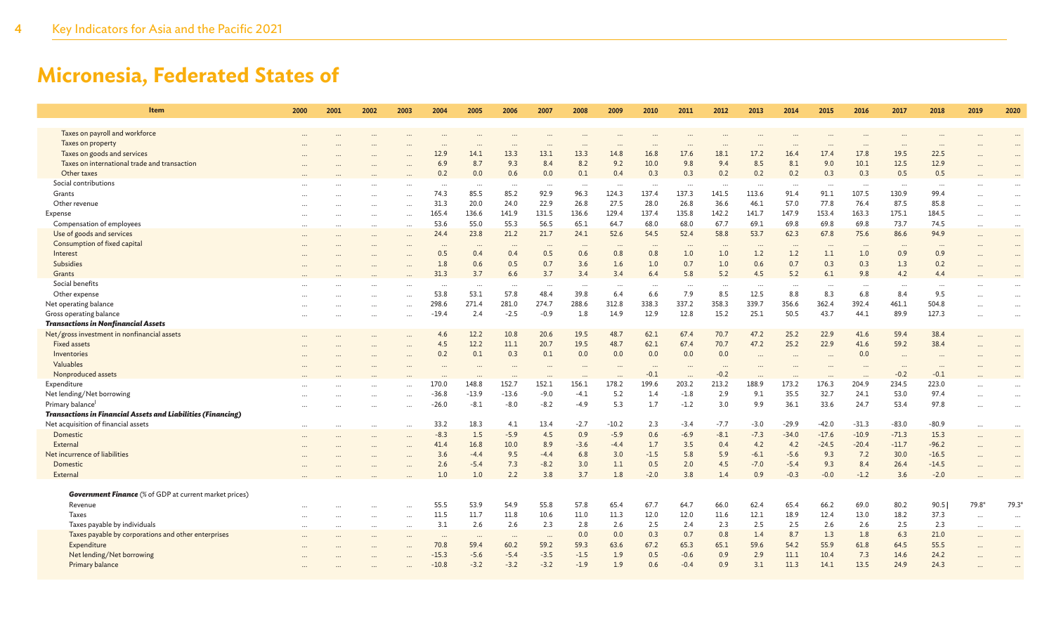# Micronesia, Federated States of

| Item | 2000 | 2001 | 2002 | 2003 | 2004 | 2005 | 2006 | 2007 | 2008 | 2009 | 2010 | 2011 | 2012 | 2013 | 2014 | 2015 | 2016 | 2017 | 2018 | 2019 | 2020 |
|---|---|---|---|---|---|---|---|---|---|---|---|---|---|---|---|---|---|---|---|---|---|
| Taxes on payroll and workforce | … | … | … | … | … | … | … | … | … | … | … | … | … | … | … | … | … | … | … | … | … |
| Taxes on property | … | … | … | … | … | … | … | … | … | … | … | … | … | … | … | … | … | … | … | … | … |
| Taxes on goods and services | … | … | … | … | 12.9 | 14.1 | 13.3 | 13.1 | 13.3 | 14.8 | 16.8 | 17.6 | 18.1 | 17.2 | 16.4 | 17.4 | 17.8 | 19.5 | 22.5 | … | … |
| Taxes on international trade and transaction | … | … | … | … | 6.9 | 8.7 | 9.3 | 8.4 | 8.2 | 9.2 | 10.0 | 9.8 | 9.4 | 8.5 | 8.1 | 9.0 | 10.1 | 12.5 | 12.9 | … | … |
| Other taxes | … | … | … | … | 0.2 | 0.0 | 0.6 | 0.0 | 0.1 | 0.4 | 0.3 | 0.3 | 0.2 | 0.2 | 0.2 | 0.3 | 0.3 | 0.5 | 0.5 | … | … |
| Social contributions | … | … | … | … | … | … | … | … | … | … | … | … | … | … | … | … | … | … | … | … | … |
| Grants | … | … | … | … | 74.3 | 85.5 | 85.2 | 92.9 | 96.3 | 124.3 | 137.4 | 137.3 | 141.5 | 113.6 | 91.4 | 91.1 | 107.5 | 130.9 | 99.4 | … | … |
| Other revenue | … | … | … | … | 31.3 | 20.0 | 24.0 | 22.9 | 26.8 | 27.5 | 28.0 | 26.8 | 36.6 | 46.1 | 57.0 | 77.8 | 76.4 | 87.5 | 85.8 | … | … |
| Expense | … | … | … | … | 165.4 | 136.6 | 141.9 | 131.5 | 136.6 | 129.4 | 137.4 | 135.8 | 142.2 | 141.7 | 147.9 | 153.4 | 163.3 | 175.1 | 184.5 | … | … |
| Compensation of employees | … | … | … | … | 53.6 | 55.0 | 55.3 | 56.5 | 65.1 | 64.7 | 68.0 | 68.0 | 67.7 | 69.1 | 69.8 | 69.8 | 69.8 | 73.7 | 74.5 | … | … |
| Use of goods and services | … | … | … | … | 24.4 | 23.8 | 21.2 | 21.7 | 24.1 | 52.6 | 54.5 | 52.4 | 58.8 | 53.7 | 62.3 | 67.8 | 75.6 | 86.6 | 94.9 | … | … |
| Consumption of fixed capital | … | … | … | … | … | … | … | … | … | … | … | … | … | … | … | … | … | … | … | … | … |
| Interest | … | … | … | … | 0.5 | 0.4 | 0.4 | 0.5 | 0.6 | 0.8 | 0.8 | 1.0 | 1.0 | 1.2 | 1.2 | 1.1 | 1.0 | 0.9 | 0.9 | … | … |
| Subsidies | … | … | … | … | 1.8 | 0.6 | 0.5 | 0.7 | 3.6 | 1.6 | 1.0 | 0.7 | 1.0 | 0.6 | 0.7 | 0.3 | 0.3 | 1.3 | 0.2 | … | … |
| Grants | … | … | … | … | 31.3 | 3.7 | 6.6 | 3.7 | 3.4 | 3.4 | 6.4 | 5.8 | 5.2 | 4.5 | 5.2 | 6.1 | 9.8 | 4.2 | 4.4 | … | … |
| Social benefits | … | … | … | … | … | … | … | … | … | … | … | … | … | … | … | … | … | … | … | … | … |
| Other expense | … | … | … | … | 53.8 | 53.1 | 57.8 | 48.4 | 39.8 | 6.4 | 6.6 | 7.9 | 8.5 | 12.5 | 8.8 | 8.3 | 6.8 | 8.4 | 9.5 | … | … |
| Net operating balance | … | … | … | … | 298.6 | 271.4 | 281.0 | 274.7 | 288.6 | 312.8 | 338.3 | 337.2 | 358.3 | 339.7 | 356.6 | 362.4 | 392.4 | 461.1 | 504.8 | … | … |
| Gross operating balance | … | … | … | … | -19.4 | 2.4 | -2.5 | -0.9 | 1.8 | 14.9 | 12.9 | 12.8 | 15.2 | 25.1 | 50.5 | 43.7 | 44.1 | 89.9 | 127.3 | … | … |
| ***Transactions in Nonfinancial Assets*** | | | | | | | | | | | | | | | | | | | | | |
| Net/gross investment in nonfinancial assets | … | … | … | … | 4.6 | 12.2 | 10.8 | 20.6 | 19.5 | 48.7 | 62.1 | 67.4 | 70.7 | 47.2 | 25.2 | 22.9 | 41.6 | 59.4 | 38.4 | … | … |
| Fixed assets | … | … | … | … | 4.5 | 12.2 | 11.1 | 20.7 | 19.5 | 48.7 | 62.1 | 67.4 | 70.7 | 47.2 | 25.2 | 22.9 | 41.6 | 59.2 | 38.4 | … | … |
| Inventories | … | … | … | … | 0.2 | 0.1 | 0.3 | 0.1 | 0.0 | 0.0 | 0.0 | 0.0 | 0.0 | … | … | … | 0.0 | … | … | … | … |
| Valuables | … | … | … | … | … | … | … | … | … | … | … | … | … | … | … | … | … | … | … | … | … |
| Nonproduced assets | … | … | … | … | … | … | … | … | … | … | -0.1 | … | -0.2 | … | … | … | … | -0.2 | -0.1 | … | … |
| Expenditure | … | … | … | … | 170.0 | 148.8 | 152.7 | 152.1 | 156.1 | 178.2 | 199.6 | 203.2 | 213.2 | 188.9 | 173.2 | 176.3 | 204.9 | 234.5 | 223.0 | … | … |
| Net lending/Net borrowing | … | … | … | … | -36.8 | -13.9 | -13.6 | -9.0 | -4.1 | 5.2 | 1.4 | -1.8 | 2.9 | 9.1 | 35.5 | 32.7 | 24.1 | 53.0 | 97.4 | … | … |
| Primary balance[l] | … | … | … | … | -26.0 | -8.1 | -8.0 | -8.2 | -4.9 | 5.3 | 1.7 | -1.2 | 3.0 | 9.9 | 36.1 | 33.6 | 24.7 | 53.4 | 97.8 | … | … |
| ***Transactions in Financial Assets and Liabilities (Financing)*** | | | | | | | | | | | | | | | | | | | | | |
| Net acquisition of financial assets | … | … | … | … | 33.2 | 18.3 | 4.1 | 13.4 | -2.7 | -10.2 | 2.3 | -3.4 | -7.7 | -3.0 | -29.9 | -42.0 | -31.3 | -83.0 | -80.9 | … | … |
| Domestic | … | … | … | … | -8.3 | 1.5 | -5.9 | 4.5 | 0.9 | -5.9 | 0.6 | -6.9 | -8.1 | -7.3 | -34.0 | -17.6 | -10.9 | -71.3 | 15.3 | … | … |
| External | … | … | … | … | 41.4 | 16.8 | 10.0 | 8.9 | -3.6 | -4.4 | 1.7 | 3.5 | 0.4 | 4.2 | 4.2 | -24.5 | -20.4 | -11.7 | -96.2 | … | … |
| Net incurrence of liabilities | … | … | … | … | 3.6 | -4.4 | 9.5 | -4.4 | 6.8 | 3.0 | -1.5 | 5.8 | 5.9 | -6.1 | -5.6 | 9.3 | 7.2 | 30.0 | -16.5 | … | … |
| Domestic | … | … | … | … | 2.6 | -5.4 | 7.3 | -8.2 | 3.0 | 1.1 | 0.5 | 2.0 | 4.5 | -7.0 | -5.4 | 9.3 | 8.4 | 26.4 | -14.5 | … | … |
| External | … | … | … | … | 1.0 | 1.0 | 2.2 | 3.8 | 3.7 | 1.8 | -2.0 | 3.8 | 1.4 | 0.9 | -0.3 | -0.0 | -1.2 | 3.6 | -2.0 | … | … |
| ***Government Finance*** (% of GDP at current market prices) | | | | | | | | | | | | | | | | | | | | | |
| Revenue | … | … | … | … | 55.5 | 53.9 | 54.9 | 55.8 | 57.8 | 65.4 | 67.7 | 64.7 | 66.0 | 62.4 | 65.4 | 66.2 | 69.0 | 80.2 | 90.5 \| | 79.8* | 79.3* |
| Taxes | … | … | … | … | 11.5 | 11.7 | 11.8 | 10.6 | 11.0 | 11.3 | 12.0 | 12.0 | 11.6 | 12.1 | 18.9 | 12.4 | 13.0 | 18.2 | 37.3 | … | … |
| Taxes payable by individuals | … | … | … | … | 3.1 | 2.6 | 2.6 | 2.3 | 2.8 | 2.6 | 2.5 | 2.4 | 2.3 | 2.5 | 2.5 | 2.6 | 2.6 | 2.5 | 2.3 | … | … |
| Taxes payable by corporations and other enterprises | … | … | … | … | … | … | … | … | 0.0 | 0.0 | 0.3 | 0.7 | 0.8 | 1.4 | 8.7 | 1.3 | 1.8 | 6.3 | 21.0 | … | … |
| Expenditure | … | … | … | … | 70.8 | 59.4 | 60.2 | 59.2 | 59.3 | 63.6 | 67.2 | 65.3 | 65.1 | 59.6 | 54.2 | 55.9 | 61.8 | 64.5 | 55.5 | … | … |
| Net lending/Net borrowing | … | … | … | … | -15.3 | -5.6 | -5.4 | -3.5 | -1.5 | 1.9 | 0.5 | -0.6 | 0.9 | 2.9 | 11.1 | 10.4 | 7.3 | 14.6 | 24.2 | … | … |
| Primary balance | … | … | … | … | -10.8 | -3.2 | -3.2 | -3.2 | -1.9 | 1.9 | 0.6 | -0.4 | 0.9 | 3.1 | 11.3 | 14.1 | 13.5 | 24.9 | 24.3 | … | … |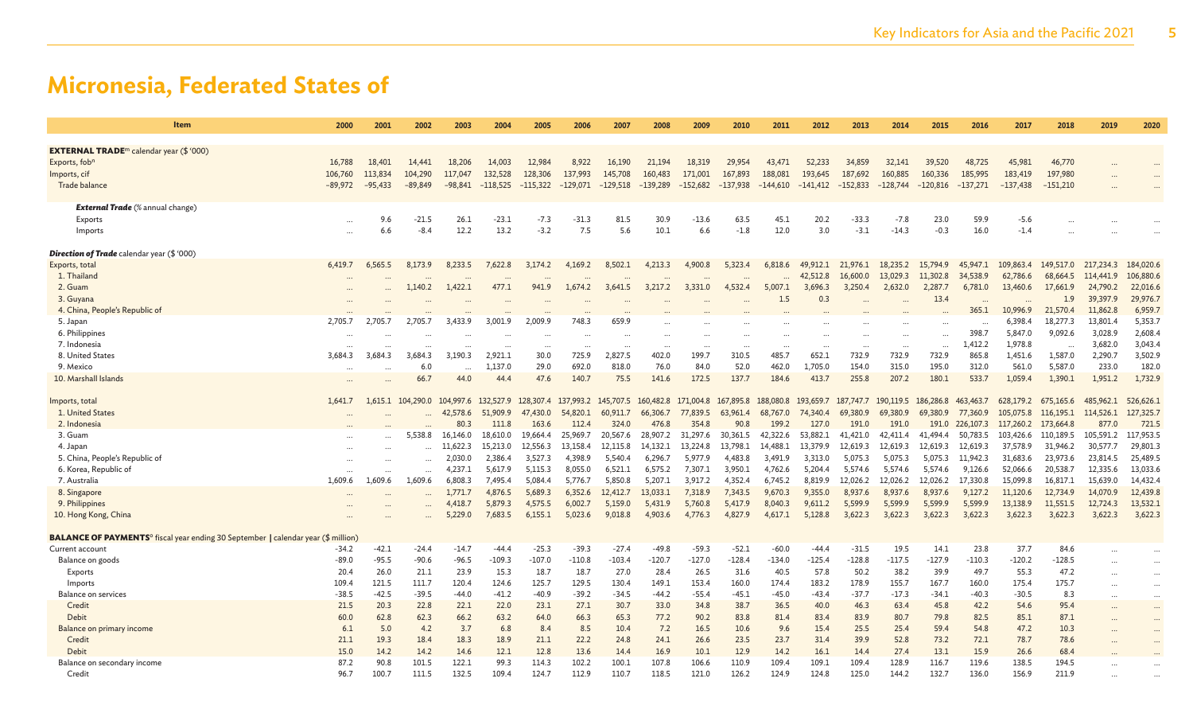# Micronesia, Federated States of

| Item | 2000 | 2001 | 2002 | 2003 | 2004 | 2005 | 2006 | 2007 | 2008 | 2009 | 2010 | 2011 | 2012 | 2013 | 2014 | 2015 | 2016 | 2017 | 2018 | 2019 | 2020 |
|---|---|---|---|---|---|---|---|---|---|---|---|---|---|---|---|---|---|---|---|---|---|
| **EXTERNAL TRADE**[m] calendar year ($ '000) | | | | | | | | | | | | | | | | | | | | | |
| Exports, fob[n] | 16,788 | 18,401 | 14,441 | 18,206 | 14,003 | 12,984 | 8,922 | 16,190 | 21,194 | 18,319 | 29,954 | 43,471 | 52,233 | 34,859 | 32,141 | 39,520 | 48,725 | 45,981 | 46,770 | … | … |
| Imports, cif | 106,760 | 113,834 | 104,290 | 117,047 | 132,528 | 128,306 | 137,993 | 145,708 | 160,483 | 171,001 | 167,893 | 188,081 | 193,645 | 187,692 | 160,885 | 160,336 | 185,995 | 183,419 | 197,980 | … | … |
| Trade balance | −89,972 | −95,433 | −89,849 | −98,841 | −118,525 | −115,322 | −129,071 | −129,518 | −139,289 | −152,682 | −137,938 | −144,610 | −141,412 | −152,833 | −128,744 | −120,816 | −137,271 | −137,438 | −151,210 | … | … |
| ***External Trade*** (% annual change) | | | | | | | | | | | | | | | | | | | | | |
| Exports | … | 9.6 | −21.5 | 26.1 | −23.1 | −7.3 | −31.3 | 81.5 | 30.9 | −13.6 | 63.5 | 45.1 | 20.2 | −33.3 | −7.8 | 23.0 | 59.9 | −5.6 | … | … | … |
| Imports | … | 6.6 | −8.4 | 12.2 | 13.2 | −3.2 | 7.5 | 5.6 | 10.1 | 6.6 | −1.8 | 12.0 | 3.0 | −3.1 | −14.3 | −0.3 | 16.0 | −1.4 | … | … | … |
| ***Direction of Trade*** calendar year ($ '000) | | | | | | | | | | | | | | | | | | | | | |
| Exports, total | 6,419.7 | 6,565.5 | 8,173.9 | 8,233.5 | 7,622.8 | 3,174.2 | 4,169.2 | 8,502.1 | 4,213.3 | 4,900.8 | 5,323.4 | 6,818.6 | 49,912.1 | 21,976.1 | 18,235.2 | 15,794.9 | 45,947.1 | 109,863.4 | 149,517.0 | 217,234.3 | 184,020.6 |
| 1. Thailand | … | … | … | … | … | … | … | … | … | … | … | … | 42,512.8 | 16,600.0 | 13,029.3 | 11,302.8 | 34,538.9 | 62,786.6 | 68,664.5 | 114,441.9 | 106,880.6 |
| 2. Guam | … | … | 1,140.2 | 1,422.1 | 477.1 | 941.9 | 1,674.2 | 3,641.5 | 3,217.2 | 3,331.0 | 4,532.4 | 5,007.1 | 3,696.3 | 3,250.4 | 2,632.0 | 2,287.7 | 6,781.0 | 13,460.6 | 17,661.9 | 24,790.2 | 22,016.6 |
| 3. Guyana | … | … | … | … | … | … | … | … | … | … | … | 1.5 | 0.3 | … | … | 13.4 | … | … | 1.9 | 39,397.9 | 29,976.7 |
| 4. China, People's Republic of | … | … | … | … | … | … | … | … | … | … | … | … | … | … | … | … | 365.1 | 10,996.9 | 21,570.4 | 11,862.8 | 6,959.7 |
| 5. Japan | 2,705.7 | 2,705.7 | 2,705.7 | 3,433.9 | 3,001.9 | 2,009.9 | 748.3 | 659.9 | … | … | … | … | … | … | … | … | … | 6,398.4 | 18,277.3 | 13,801.4 | 5,353.7 |
| 6. Philippines | … | … | … | … | … | … | … | … | … | … | … | … | … | … | … | … | 398.7 | 5,847.0 | 9,092.6 | 3,028.9 | 2,608.4 |
| 7. Indonesia | … | … | … | … | … | … | … | … | … | … | … | … | … | … | … | … | 1,412.2 | 1,978.8 | … | 3,682.0 | 3,043.4 |
| 8. United States | 3,684.3 | 3,684.3 | 3,684.3 | 3,190.3 | 2,921.1 | 30.0 | 725.9 | 2,827.5 | 402.0 | 199.7 | 310.5 | 485.7 | 652.1 | 732.9 | 732.9 | 732.9 | 865.8 | 1,451.6 | 1,587.0 | 2,290.7 | 3,502.9 |
| 9. Mexico | … | … | 6.0 | … | 1,137.0 | 29.0 | 692.0 | 818.0 | 76.0 | 84.0 | 52.0 | 462.0 | 1,705.0 | 154.0 | 315.0 | 195.0 | 312.0 | 561.0 | 5,587.0 | 233.0 | 182.0 |
| 10. Marshall Islands | … | … | 66.7 | 44.0 | 44.4 | 47.6 | 140.7 | 75.5 | 141.6 | 172.5 | 137.7 | 184.6 | 413.7 | 255.8 | 207.2 | 180.1 | 533.7 | 1,059.4 | 1,390.1 | 1,951.2 | 1,732.9 |
| Imports, total | 1,641.7 | 1,615.1 | 104,290.0 | 104,997.6 | 132,527.9 | 128,307.4 | 137,993.2 | 145,707.5 | 160,482.8 | 171,004.8 | 167,895.8 | 188,080.8 | 193,659.7 | 187,747.7 | 190,119.5 | 186,286.8 | 463,463.7 | 628,179.2 | 675,165.6 | 485,962.1 | 526,626.1 |
| 1. United States | … | … | … | 42,578.6 | 51,909.9 | 47,430.0 | 54,820.1 | 60,911.7 | 66,306.7 | 77,839.5 | 63,961.4 | 68,767.0 | 74,340.4 | 69,380.9 | 69,380.9 | 69,380.9 | 77,360.9 | 105,075.8 | 116,195.1 | 114,526.1 | 127,325.7 |
| 2. Indonesia | … | … | … | 80.3 | 111.8 | 163.6 | 112.4 | 324.0 | 476.8 | 354.8 | 90.8 | 199.2 | 127.0 | 191.0 | 191.0 | 191.0 | 226,107.3 | 117,260.2 | 173,664.8 | 877.0 | 721.5 |
| 3. Guam | … | … | 5,538.8 | 16,146.0 | 18,610.0 | 19,664.4 | 25,969.7 | 20,567.6 | 28,907.2 | 31,297.6 | 30,361.5 | 42,322.6 | 53,882.1 | 41,421.0 | 42,411.4 | 41,494.4 | 50,783.5 | 103,426.6 | 110,189.5 | 105,591.2 | 117,953.5 |
| 4. Japan | … | … | … | 11,622.3 | 15,213.0 | 12,556.3 | 13,158.4 | 12,115.8 | 14,132.1 | 13,224.8 | 13,798.1 | 14,488.1 | 13,379.9 | 12,619.3 | 12,619.3 | 12,619.3 | 12,619.3 | 37,578.9 | 31,946.2 | 30,577.7 | 29,801.3 |
| 5. China, People's Republic of | … | … | … | 2,030.0 | 2,386.4 | 3,527.3 | 4,398.9 | 5,540.4 | 6,296.7 | 5,977.9 | 4,483.8 | 3,491.9 | 3,313.0 | 5,075.3 | 5,075.3 | 5,075.3 | 11,942.3 | 31,683.6 | 23,973.6 | 23,814.5 | 25,489.5 |
| 6. Korea, Republic of | … | … | … | 4,237.1 | 5,617.9 | 5,115.3 | 8,055.0 | 6,521.1 | 6,575.2 | 7,307.1 | 3,950.1 | 4,762.6 | 5,204.4 | 5,574.6 | 5,574.6 | 5,574.6 | 9,126.6 | 52,066.6 | 20,538.7 | 12,335.6 | 13,033.6 |
| 7. Australia | 1,609.6 | 1,609.6 | 1,609.6 | 6,808.3 | 7,495.4 | 5,084.4 | 5,776.7 | 5,850.8 | 5,207.1 | 3,917.2 | 4,352.4 | 6,745.2 | 8,819.9 | 12,026.2 | 12,026.2 | 12,026.2 | 17,330.8 | 15,099.8 | 16,817.1 | 15,639.0 | 14,432.4 |
| 8. Singapore | … | … | … | 1,771.7 | 4,876.5 | 5,689.3 | 6,352.6 | 12,412.7 | 13,033.1 | 7,318.9 | 7,343.5 | 9,670.3 | 9,355.0 | 8,937.6 | 8,937.6 | 8,937.6 | 9,127.2 | 11,120.6 | 12,734.9 | 14,070.9 | 12,439.8 |
| 9. Philippines | … | … | … | 4,418.7 | 5,879.3 | 4,575.5 | 6,002.7 | 5,159.0 | 5,431.9 | 5,760.8 | 5,417.9 | 8,040.3 | 9,611.2 | 5,599.9 | 5,599.9 | 5,599.9 | 5,599.9 | 13,138.9 | 11,551.5 | 12,724.3 | 13,532.1 |
| 10. Hong Kong, China | … | … | … | 5,229.0 | 7,683.5 | 6,155.1 | 5,023.6 | 9,018.8 | 4,903.6 | 4,776.3 | 4,827.9 | 4,617.1 | 5,128.8 | 3,622.3 | 3,622.3 | 3,622.3 | 3,622.3 | 3,622.3 | 3,622.3 | 3,622.3 | 3,622.3 |
| **BALANCE OF PAYMENTS**[o] fiscal year ending 30 September \| calendar year ($ million) | | | | | | | | | | | | | | | | | | | | | |
| Current account | −34.2 | −42.1 | −24.4 | −14.7 | −44.4 | −25.3 | −39.3 | −27.4 | −49.8 | −59.3 | −52.1 | −60.0 | −44.4 | −31.5 | 19.5 | 14.1 | 23.8 | 37.7 | 84.6 | … | … |
| Balance on goods | −89.0 | −95.5 | −90.6 | −96.5 | −109.3 | −107.0 | −110.8 | −103.4 | −120.7 | −127.0 | −128.4 | −134.0 | −125.4 | −128.8 | −117.5 | −127.9 | −110.3 | −120.2 | −128.5 | … | … |
| Exports | 20.4 | 26.0 | 21.1 | 23.9 | 15.3 | 18.7 | 18.7 | 27.0 | 28.4 | 26.5 | 31.6 | 40.5 | 57.8 | 50.2 | 38.2 | 39.9 | 49.7 | 55.3 | 47.2 | … | … |
| Imports | 109.4 | 121.5 | 111.7 | 120.4 | 124.6 | 125.7 | 129.5 | 130.4 | 149.1 | 153.4 | 160.0 | 174.4 | 183.2 | 178.9 | 155.7 | 167.7 | 160.0 | 175.4 | 175.7 | … | … |
| Balance on services | −38.5 | −42.5 | −39.5 | −44.0 | −41.2 | −40.9 | −39.2 | −34.5 | −44.2 | −55.4 | −45.1 | −45.0 | −43.4 | −37.7 | −17.3 | −34.1 | −40.3 | −30.5 | 8.3 | … | … |
| Credit | 21.5 | 20.3 | 22.8 | 22.1 | 22.0 | 23.1 | 27.1 | 30.7 | 33.0 | 34.8 | 38.7 | 36.5 | 40.0 | 46.3 | 63.4 | 45.8 | 42.2 | 54.6 | 95.4 | … | … |
| Debit | 60.0 | 62.8 | 62.3 | 66.2 | 63.2 | 64.0 | 66.3 | 65.3 | 77.2 | 90.2 | 83.8 | 81.4 | 83.4 | 83.9 | 80.7 | 79.8 | 82.5 | 85.1 | 87.1 | … | … |
| Balance on primary income | 6.1 | 5.0 | 4.2 | 3.7 | 6.8 | 8.4 | 8.5 | 10.4 | 7.2 | 16.5 | 10.6 | 9.6 | 15.4 | 25.5 | 25.4 | 59.4 | 54.8 | 47.2 | 10.3 | … | … |
| Credit | 21.1 | 19.3 | 18.4 | 18.3 | 18.9 | 21.1 | 22.2 | 24.8 | 24.1 | 26.6 | 23.5 | 23.7 | 31.4 | 39.9 | 52.8 | 73.2 | 72.1 | 78.7 | 78.6 | … | … |
| Debit | 15.0 | 14.2 | 14.2 | 14.6 | 12.1 | 12.8 | 13.6 | 14.4 | 16.9 | 10.1 | 12.9 | 14.2 | 16.1 | 14.4 | 27.4 | 13.1 | 15.9 | 26.6 | 68.4 | … | … |
| Balance on secondary income | 87.2 | 90.8 | 101.5 | 122.1 | 99.3 | 114.3 | 102.2 | 100.1 | 107.8 | 106.6 | 110.9 | 109.4 | 109.1 | 109.4 | 128.9 | 116.7 | 119.6 | 138.5 | 194.5 | … | … |
| Credit | 96.7 | 100.7 | 111.5 | 132.5 | 109.4 | 124.7 | 112.9 | 110.7 | 118.5 | 121.0 | 126.2 | 124.9 | 124.8 | 125.0 | 144.2 | 132.7 | 136.0 | 156.9 | 211.9 | … | … |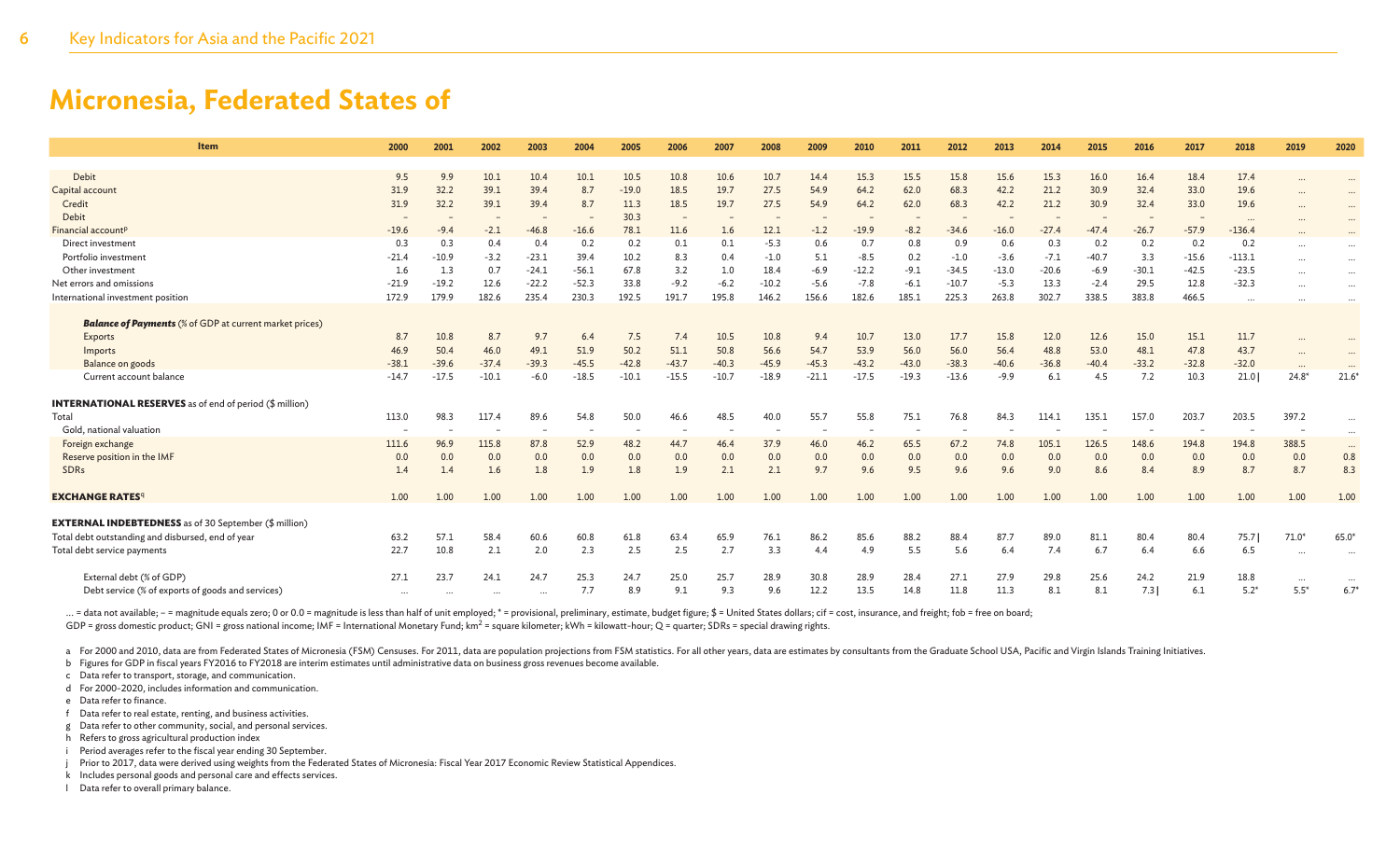# Micronesia, Federated States of

| Item | 2000 | 2001 | 2002 | 2003 | 2004 | 2005 | 2006 | 2007 | 2008 | 2009 | 2010 | 2011 | 2012 | 2013 | 2014 | 2015 | 2016 | 2017 | 2018 | 2019 | 2020 |
|---|---|---|---|---|---|---|---|---|---|---|---|---|---|---|---|---|---|---|---|---|---|
| Debit | 9.5 | 9.9 | 10.1 | 10.4 | 10.1 | 10.5 | 10.8 | 10.6 | 10.7 | 14.4 | 15.3 | 15.5 | 15.8 | 15.6 | 15.3 | 16.0 | 16.4 | 18.4 | 17.4 | ... | ... |
| Capital account | 31.9 | 32.2 | 39.1 | 39.4 | 8.7 | -19.0 | 18.5 | 19.7 | 27.5 | 54.9 | 64.2 | 62.0 | 68.3 | 42.2 | 21.2 | 30.9 | 32.4 | 33.0 | 19.6 | ... | ... |
| Credit | 31.9 | 32.2 | 39.1 | 39.4 | 8.7 | 11.3 | 18.5 | 19.7 | 27.5 | 54.9 | 64.2 | 62.0 | 68.3 | 42.2 | 21.2 | 30.9 | 32.4 | 33.0 | 19.6 | ... | ... |
| Debit | – | – | – | – | – | 30.3 | – | – | – | – | – | – | – | – | – | – | – | – | ... | ... | ... |
| Financial account[p] | -19.6 | -9.4 | -2.1 | -46.8 | -16.6 | 78.1 | 11.6 | 1.6 | 12.1 | -1.2 | -19.9 | -8.2 | -34.6 | -16.0 | -27.4 | -47.4 | -26.7 | -57.9 | -136.4 | ... | ... |
| Direct investment | 0.3 | 0.3 | 0.4 | 0.4 | 0.2 | 0.2 | 0.1 | 0.1 | -5.3 | 0.6 | 0.7 | 0.8 | 0.9 | 0.6 | 0.3 | 0.2 | 0.2 | 0.2 | 0.2 | ... | ... |
| Portfolio investment | -21.4 | -10.9 | -3.2 | -23.1 | 39.4 | 10.2 | 8.3 | 0.4 | -1.0 | 5.1 | -8.5 | 0.2 | -1.0 | -3.6 | -7.1 | -40.7 | 3.3 | -15.6 | -113.1 | ... | ... |
| Other investment | 1.6 | 1.3 | 0.7 | -24.1 | -56.1 | 67.8 | 3.2 | 1.0 | 18.4 | -6.9 | -12.2 | -9.1 | -34.5 | -13.0 | -20.6 | -6.9 | -30.1 | -42.5 | -23.5 | ... | ... |
| Net errors and omissions | -21.9 | -19.2 | 12.6 | -22.2 | -52.3 | 33.8 | -9.2 | -6.2 | -10.2 | -5.6 | -7.8 | -6.1 | -10.7 | -5.3 | 13.3 | -2.4 | 29.5 | 12.8 | -32.3 | ... | ... |
| International investment position | 172.9 | 179.9 | 182.6 | 235.4 | 230.3 | 192.5 | 191.7 | 195.8 | 146.2 | 156.6 | 182.6 | 185.1 | 225.3 | 263.8 | 302.7 | 338.5 | 383.8 | 466.5 | ... | ... | ... |
| ***Balance of Payments*** (% of GDP at current market prices) | | | | | | | | | | | | | | | | | | | | | |
| Exports | 8.7 | 10.8 | 8.7 | 9.7 | 6.4 | 7.5 | 7.4 | 10.5 | 10.8 | 9.4 | 10.7 | 13.0 | 17.7 | 15.8 | 12.0 | 12.6 | 15.0 | 15.1 | 11.7 | ... | ... |
| Imports | 46.9 | 50.4 | 46.0 | 49.1 | 51.9 | 50.2 | 51.1 | 50.8 | 56.6 | 54.7 | 53.9 | 56.0 | 56.0 | 56.4 | 48.8 | 53.0 | 48.1 | 47.8 | 43.7 | ... | ... |
| Balance on goods | -38.1 | -39.6 | -37.4 | -39.3 | -45.5 | -42.8 | -43.7 | -40.3 | -45.9 | -45.3 | -43.2 | -43.0 | -38.3 | -40.6 | -36.8 | -40.4 | -33.2 | -32.8 | -32.0 | ... | ... |
| Current account balance | -14.7 | -17.5 | -10.1 | -6.0 | -18.5 | -10.1 | -15.5 | -10.7 | -18.9 | -21.1 | -17.5 | -19.3 | -13.6 | -9.9 | 6.1 | 4.5 | 7.2 | 10.3 | 21.0 \| | 24.8* | 21.6* |
| **INTERNATIONAL RESERVES** as of end of period ($ million) | | | | | | | | | | | | | | | | | | | | | |
| Total | 113.0 | 98.3 | 117.4 | 89.6 | 54.8 | 50.0 | 46.6 | 48.5 | 40.0 | 55.7 | 55.8 | 75.1 | 76.8 | 84.3 | 114.1 | 135.1 | 157.0 | 203.7 | 203.5 | 397.2 | ... |
| Gold, national valuation | – | – | – | – | – | – | – | – | – | – | – | – | – | – | – | – | – | – | – | – | ... |
| Foreign exchange | 111.6 | 96.9 | 115.8 | 87.8 | 52.9 | 48.2 | 44.7 | 46.4 | 37.9 | 46.0 | 46.2 | 65.5 | 67.2 | 74.8 | 105.1 | 126.5 | 148.6 | 194.8 | 194.8 | 388.5 | ... |
| Reserve position in the IMF | 0.0 | 0.0 | 0.0 | 0.0 | 0.0 | 0.0 | 0.0 | 0.0 | 0.0 | 0.0 | 0.0 | 0.0 | 0.0 | 0.0 | 0.0 | 0.0 | 0.0 | 0.0 | 0.0 | 0.0 | 0.8 |
| SDRs | 1.4 | 1.4 | 1.6 | 1.8 | 1.9 | 1.8 | 1.9 | 2.1 | 2.1 | 9.7 | 9.6 | 9.5 | 9.6 | 9.6 | 9.0 | 8.6 | 8.4 | 8.9 | 8.7 | 8.7 | 8.3 |
| **EXCHANGE RATES**[q] | 1.00 | 1.00 | 1.00 | 1.00 | 1.00 | 1.00 | 1.00 | 1.00 | 1.00 | 1.00 | 1.00 | 1.00 | 1.00 | 1.00 | 1.00 | 1.00 | 1.00 | 1.00 | 1.00 | 1.00 | 1.00 |
| **EXTERNAL INDEBTEDNESS** as of 30 September ($ million) | | | | | | | | | | | | | | | | | | | | | |
| Total debt outstanding and disbursed, end of year | 63.2 | 57.1 | 58.4 | 60.6 | 60.8 | 61.8 | 63.4 | 65.9 | 76.1 | 86.2 | 85.6 | 88.2 | 88.4 | 87.7 | 89.0 | 81.1 | 80.4 | 80.4 | 75.7 \| | 71.0* | 65.0* |
| Total debt service payments | 22.7 | 10.8 | 2.1 | 2.0 | 2.3 | 2.5 | 2.5 | 2.7 | 3.3 | 4.4 | 4.9 | 5.5 | 5.6 | 6.4 | 7.4 | 6.7 | 6.4 | 6.6 | 6.5 | ... | ... |
| External debt (% of GDP) | 27.1 | 23.7 | 24.1 | 24.7 | 25.3 | 24.7 | 25.0 | 25.7 | 28.9 | 30.8 | 28.9 | 28.4 | 27.1 | 27.9 | 29.8 | 25.6 | 24.2 | 21.9 | 18.8 | ... | ... |
| Debt service (% of exports of goods and services) | ... | ... | ... | ... | 7.7 | 8.9 | 9.1 | 9.3 | 9.6 | 12.2 | 13.5 | 14.8 | 11.8 | 11.3 | 8.1 | 8.1 | 7.3 \| | 6.1 | 5.2* | 5.5* | 6.7* |

... = data not available; – = magnitude equals zero; 0 or 0.0 = magnitude is less than half of unit employed; * = provisional, preliminary, estimate, budget figure; $ = United States dollars; cif = cost, insurance, and freight; fob = free on board; GDP = gross domestic product; GNI = gross national income; IMF = International Monetary Fund; km$^2$ = square kilometer; kWh = kilowatt-hour; Q = quarter; SDRs = special drawing rights.

a For 2000 and 2010, data are from Federated States of Micronesia (FSM) Censuses. For 2011, data are population projections from FSM statistics. For all other years, data are estimates by consultants from the Graduate School USA, Pacific and Virgin Islands Training Initiatives.
b Figures for GDP in fiscal years FY2016 to FY2018 are interim estimates until administrative data on business gross revenues become available.
c Data refer to transport, storage, and communication.
d For 2000–2020, includes information and communication.
e Data refer to finance.
f Data refer to real estate, renting, and business activities.
g Data refer to other community, social, and personal services.
h Refers to gross agricultural production index
i Period averages refer to the fiscal year ending 30 September.
j Prior to 2017, data were derived using weights from the Federated States of Micronesia: Fiscal Year 2017 Economic Review Statistical Appendices.
k Includes personal goods and personal care and effects services.
l Data refer to overall primary balance.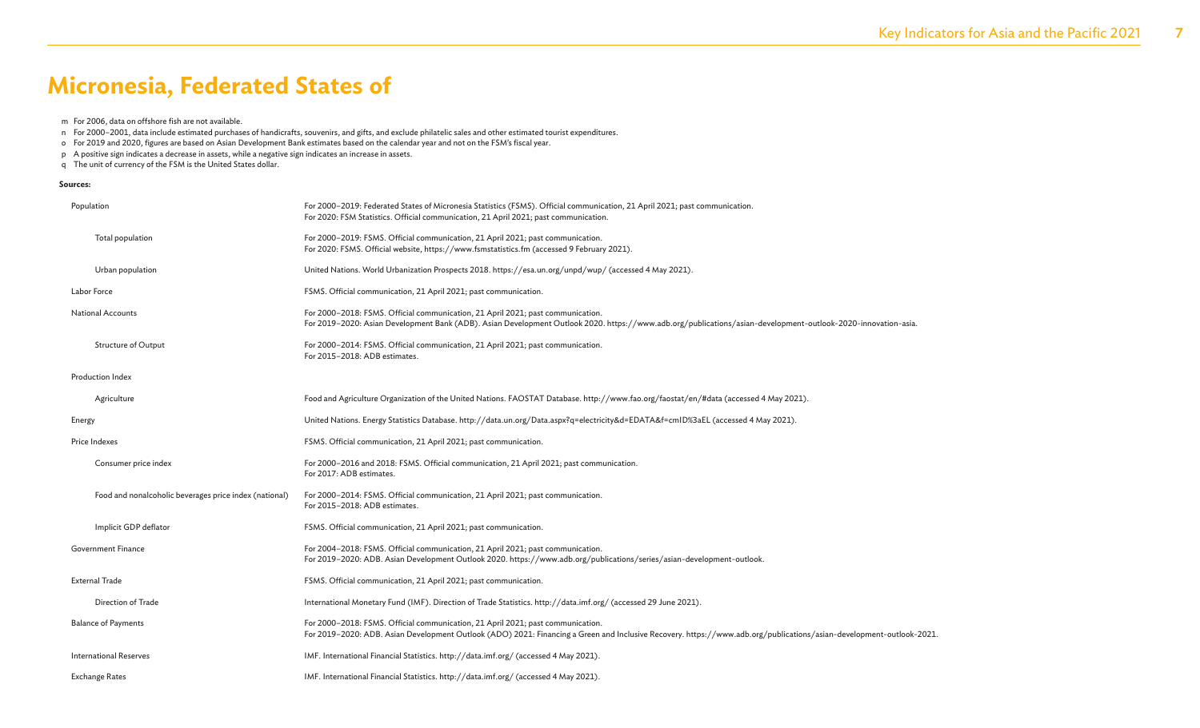# Micronesia, Federated States of

m For 2006, data on offshore fish are not available.
n For 2000–2001, data include estimated purchases of handicrafts, souvenirs, and gifts, and exclude philatelic sales and other estimated tourist expenditures.
o For 2019 and 2020, figures are based on Asian Development Bank estimates based on the calendar year and not on the FSM's fiscal year.
p A positive sign indicates a decrease in assets, while a negative sign indicates an increase in assets.
q The unit of currency of the FSM is the United States dollar.

**Sources:**

| | |
|---|---|
| Population | For 2000–2019: Federated States of Micronesia Statistics (FSMS). Official communication, 21 April 2021; past communication.<br>For 2020: FSM Statistics. Official communication, 21 April 2021; past communication. |
| Total population | For 2000–2019: FSMS. Official communication, 21 April 2021; past communication.<br>For 2020: FSMS. Official website, https://www.fsmstatistics.fm (accessed 9 February 2021). |
| Urban population | United Nations. World Urbanization Prospects 2018. https://esa.un.org/unpd/wup/ (accessed 4 May 2021). |
| Labor Force | FSMS. Official communication, 21 April 2021; past communication. |
| National Accounts | For 2000–2018: FSMS. Official communication, 21 April 2021; past communication.<br>For 2019–2020: Asian Development Bank (ADB). Asian Development Outlook 2020. https://www.adb.org/publications/asian-development-outlook-2020-innovation-asia. |
| Structure of Output | For 2000–2014: FSMS. Official communication, 21 April 2021; past communication.<br>For 2015–2018: ADB estimates. |
| Production Index | |
| Agriculture | Food and Agriculture Organization of the United Nations. FAOSTAT Database. http://www.fao.org/faostat/en/#data (accessed 4 May 2021). |
| Energy | United Nations. Energy Statistics Database. http://data.un.org/Data.aspx?q=electricity&d=EDATA&f=cmID%3aEL (accessed 4 May 2021). |
| Price Indexes | FSMS. Official communication, 21 April 2021; past communication. |
| Consumer price index | For 2000–2016 and 2018: FSMS. Official communication, 21 April 2021; past communication.<br>For 2017: ADB estimates. |
| Food and nonalcoholic beverages price index (national) | For 2000–2014: FSMS. Official communication, 21 April 2021; past communication.<br>For 2015–2018: ADB estimates. |
| Implicit GDP deflator | FSMS. Official communication, 21 April 2021; past communication. |
| Government Finance | For 2004–2018: FSMS. Official communication, 21 April 2021; past communication.<br>For 2019–2020: ADB. Asian Development Outlook 2020. https://www.adb.org/publications/series/asian-development-outlook. |
| External Trade | FSMS. Official communication, 21 April 2021; past communication. |
| Direction of Trade | International Monetary Fund (IMF). Direction of Trade Statistics. http://data.imf.org/ (accessed 29 June 2021). |
| Balance of Payments | For 2000–2018: FSMS. Official communication, 21 April 2021; past communication.<br>For 2019–2020: ADB. Asian Development Outlook (ADO) 2021: Financing a Green and Inclusive Recovery. https://www.adb.org/publications/asian-development-outlook-2021. |
| International Reserves | IMF. International Financial Statistics. http://data.imf.org/ (accessed 4 May 2021). |
| Exchange Rates | IMF. International Financial Statistics. http://data.imf.org/ (accessed 4 May 2021). |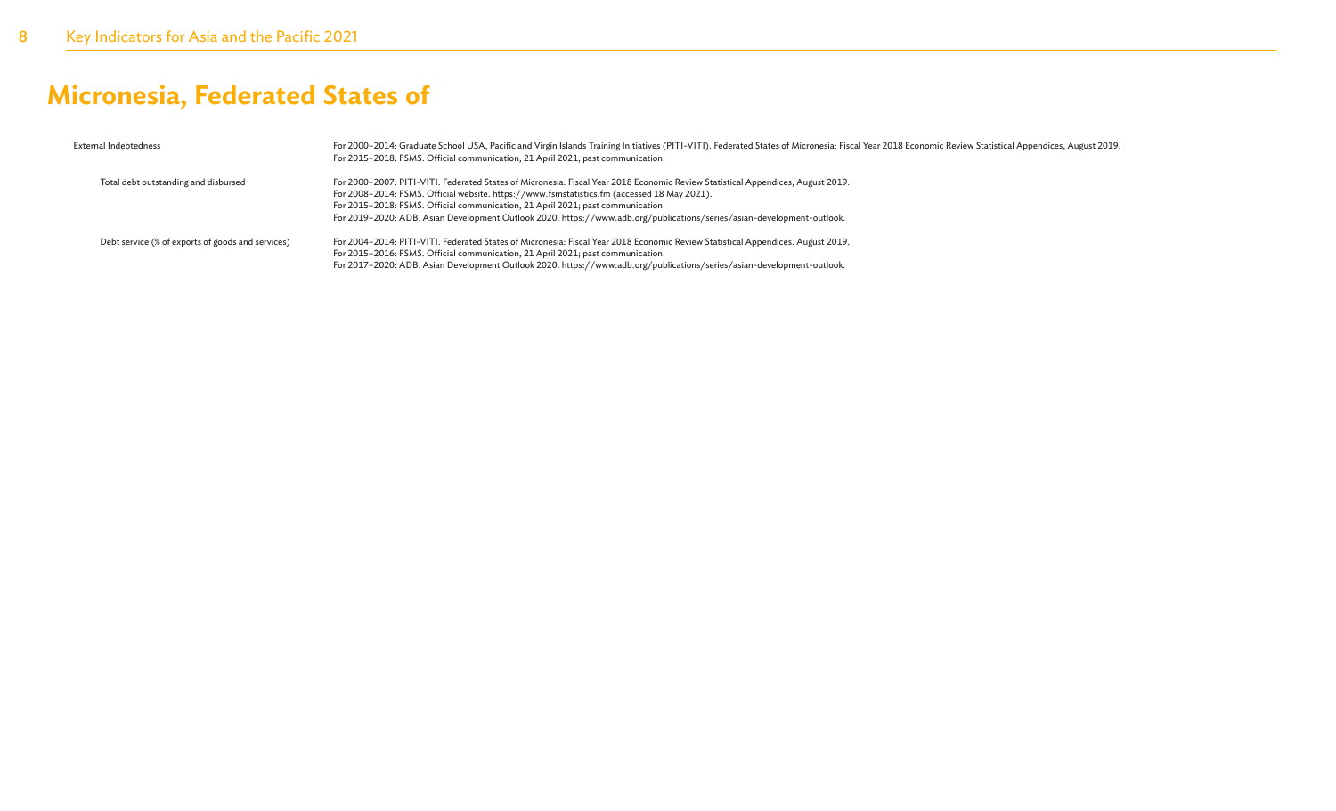# Micronesia, Federated States of

| | |
|---|---|
| External Indebtedness | For 2000–2014: Graduate School USA, Pacific and Virgin Islands Training Initiatives (PITI-VITI). Federated States of Micronesia: Fiscal Year 2018 Economic Review Statistical Appendices, August 2019.<br>For 2015–2018: FSMS. Official communication, 21 April 2021; past communication. |
| Total debt outstanding and disbursed | For 2000–2007: PITI-VITI. Federated States of Micronesia: Fiscal Year 2018 Economic Review Statistical Appendices, August 2019.<br>For 2008–2014: FSMS. Official website. https://www.fsmstatistics.fm (accessed 18 May 2021).<br>For 2015–2018: FSMS. Official communication, 21 April 2021; past communication.<br>For 2019–2020: ADB. Asian Development Outlook 2020. https://www.adb.org/publications/series/asian-development-outlook. |
| Debt service (% of exports of goods and services) | For 2004–2014: PITI-VITI. Federated States of Micronesia: Fiscal Year 2018 Economic Review Statistical Appendices. August 2019.<br>For 2015–2016: FSMS. Official communication, 21 April 2021; past communication.<br>For 2017–2020: ADB. Asian Development Outlook 2020. https://www.adb.org/publications/series/asian-development-outlook. |